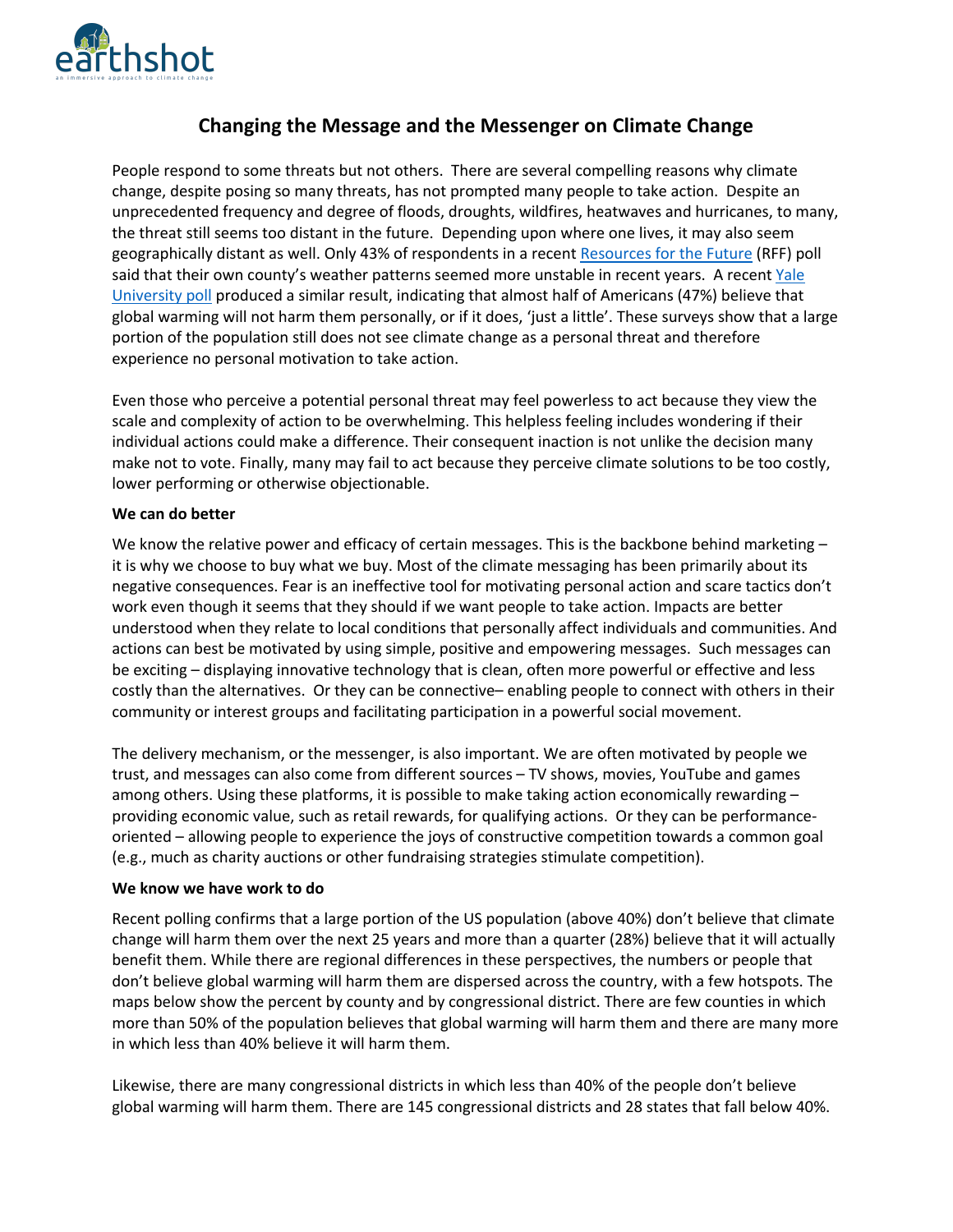# Changing the Message and the Messenger on Climate Change

People respond to some threats but not others. There are several compelling reasons why climate change, despite posing so many threats, has not prompted many people to take action. Despite an unprecedented frequency and degree of floods, droughts, wildfires, heatwaves and hurricanes, to many, the threat still seems too distant in the future. Depending upon where one lives, it may also seem geographically distant as well. Only 43% of respondents in a recent Resources for the Future (RFF) poll said that their own county's weather patterns seemed more unstable in recent years. A recent Yale University poll produced a similar result, indicating that almost half of Americans (47%) believe that global warming will not harm them personally, or if it does, 'just a little'. These surveys show that a large portion of the population still does not see climate change as a personal threat and therefore experience no personal motivation to take action.

Even those who perceive a potential personal threat may feel powerless to act because they view the scale and complexity of action to be overwhelming. This helpless feeling includes wondering if their individual actions could make a difference. Their consequent inaction is not unlike the decision many make not to vote. Finally, many may fail to act because they perceive climate solutions to be too costly, lower performing or otherwise objectionable.

**We can do better**

We know the relative power and efficacy of certain messages. This is the backbone behind marketing – it is why we choose to buy what we buy. Most of the climate messaging has been primarily about its negative consequences. Fear is an ineffective tool for motivating personal action and scare tactics don't work even though it seems that they should if we want people to take action. Impacts are better understood when they relate to local conditions that personally affect individuals and communities. And actions can best be motivated by using simple, positive and empowering messages. Such messages can be exciting – displaying innovative technology that is clean, often more powerful or effective and less costly than the alternatives. Or they can be connective– enabling people to connect with others in their community or interest groups and facilitating participation in a powerful social movement.

The delivery mechanism, or the messenger, is also important. We are often motivated by people we trust, and messages can also come from different sources – TV shows, movies, YouTube and games among others. Using these platforms, it is possible to make taking action economically rewarding – providing economic value, such as retail rewards, for qualifying actions. Or they can be performance-oriented – allowing people to experience the joys of constructive competition towards a common goal (e.g., much as charity auctions or other fundraising strategies stimulate competition).

**We know we have work to do**

Recent polling confirms that a large portion of the US population (above 40%) don't believe that climate change will harm them over the next 25 years and more than a quarter (28%) believe that it will actually benefit them. While there are regional differences in these perspectives, the numbers or people that don't believe global warming will harm them are dispersed across the country, with a few hotspots. The maps below show the percent by county and by congressional district. There are few counties in which more than 50% of the population believes that global warming will harm them and there are many more in which less than 40% believe it will harm them.

Likewise, there are many congressional districts in which less than 40% of the people don't believe global warming will harm them. There are 145 congressional districts and 28 states that fall below 40%.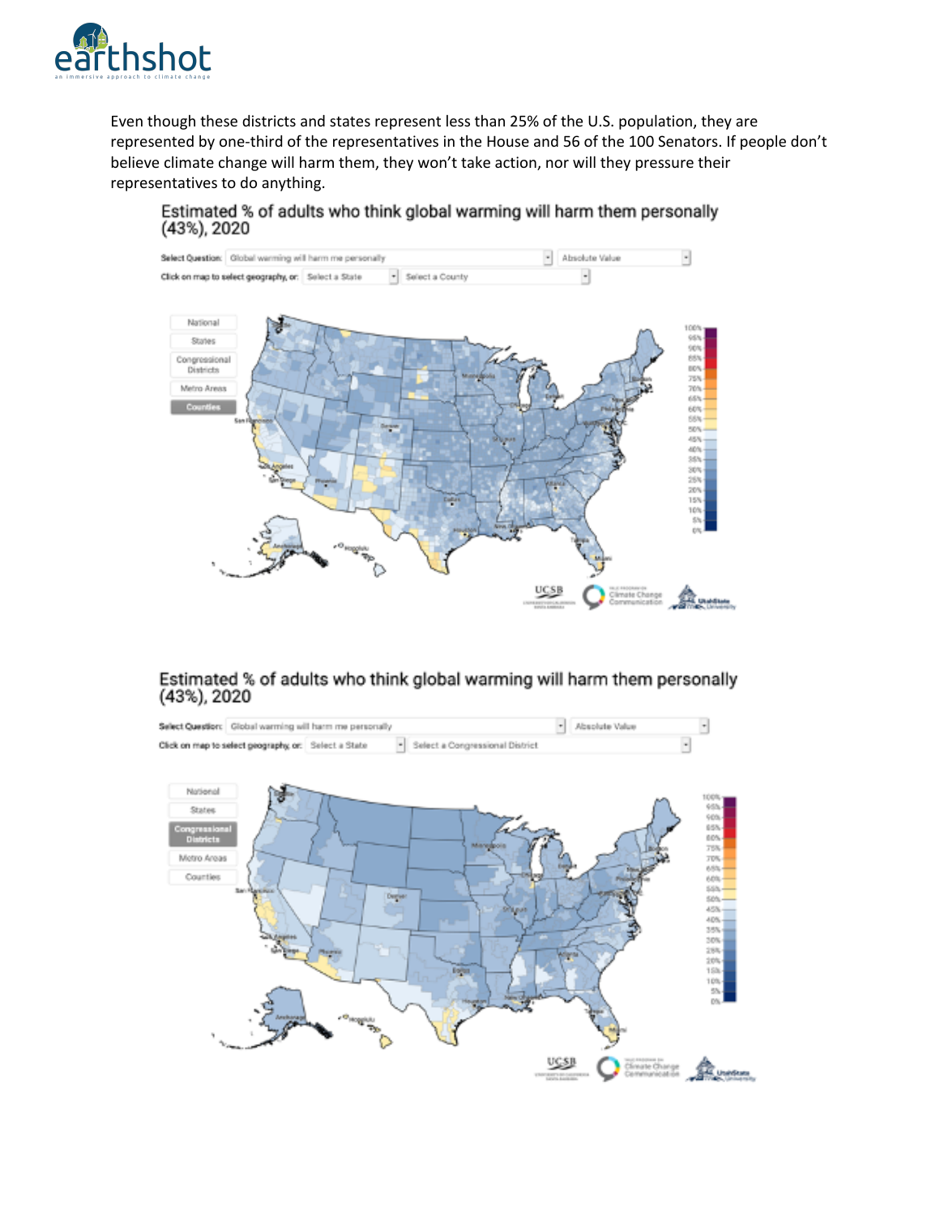Even though these districts and states represent less than 25% of the U.S. population, they are represented by one-third of the representatives in the House and 56 of the 100 Senators. If people don't believe climate change will harm them, they won't take action, nor will they pressure their representatives to do anything.

Estimated % of adults who think global warming will harm them personally (43%), 2020

Estimated % of adults who think global warming will harm them personally (43%), 2020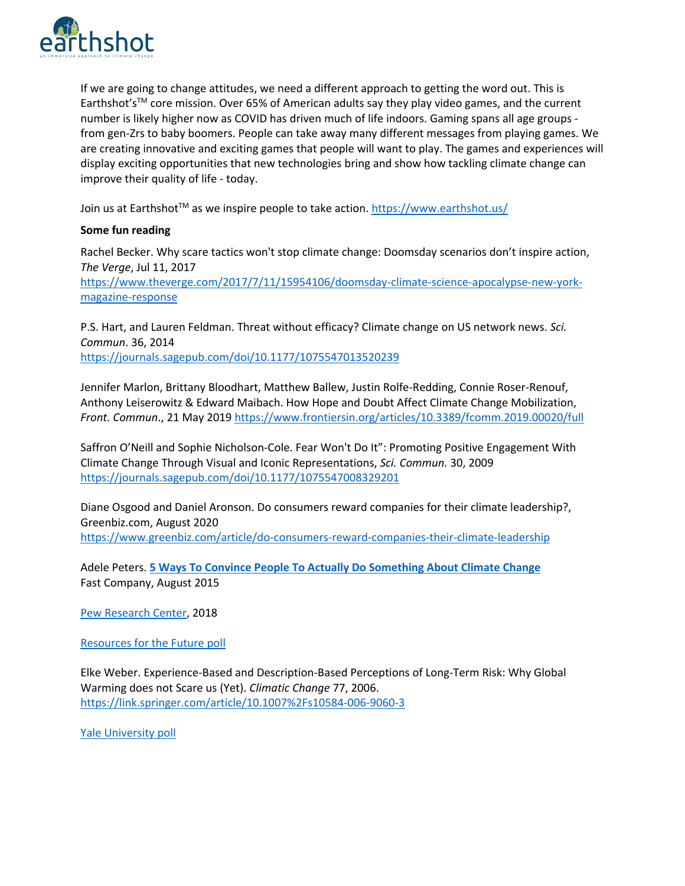If we are going to change attitudes, we need a different approach to getting the word out. This is Earthshot's[TM] core mission. Over 65% of American adults say they play video games, and the current number is likely higher now as COVID has driven much of life indoors. Gaming spans all age groups - from gen-Zrs to baby boomers. People can take away many different messages from playing games. We are creating innovative and exciting games that people will want to play. The games and experiences will display exciting opportunities that new technologies bring and show how tackling climate change can improve their quality of life - today.

Join us at Earthshot[TM] as we inspire people to take action. https://www.earthshot.us/

**Some fun reading**

Rachel Becker. Why scare tactics won't stop climate change: Doomsday scenarios don't inspire action, *The Verge*, Jul 11, 2017
https://www.theverge.com/2017/7/11/15954106/doomsday-climate-science-apocalypse-new-york-magazine-response

P.S. Hart, and Lauren Feldman. Threat without efficacy? Climate change on US network news. *Sci. Commun*. 36, 2014
https://journals.sagepub.com/doi/10.1177/1075547013520239

Jennifer Marlon, Brittany Bloodhart, Matthew Ballew, Justin Rolfe-Redding, Connie Roser-Renouf, Anthony Leiserowitz & Edward Maibach. How Hope and Doubt Affect Climate Change Mobilization, *Front. Commun*., 21 May 2019 https://www.frontiersin.org/articles/10.3389/fcomm.2019.00020/full

Saffron O'Neill and Sophie Nicholson-Cole. Fear Won't Do It": Promoting Positive Engagement With Climate Change Through Visual and Iconic Representations, *Sci. Commun.* 30, 2009
https://journals.sagepub.com/doi/10.1177/1075547008329201

Diane Osgood and Daniel Aronson. Do consumers reward companies for their climate leadership?, Greenbiz.com, August 2020
https://www.greenbiz.com/article/do-consumers-reward-companies-their-climate-leadership

Adele Peters. **5 Ways To Convince People To Actually Do Something About Climate Change**
Fast Company, August 2015

Pew Research Center, 2018

Resources for the Future poll

Elke Weber. Experience-Based and Description-Based Perceptions of Long-Term Risk: Why Global Warming does not Scare us (Yet). *Climatic Change* 77, 2006.
https://link.springer.com/article/10.1007%2Fs10584-006-9060-3

Yale University poll